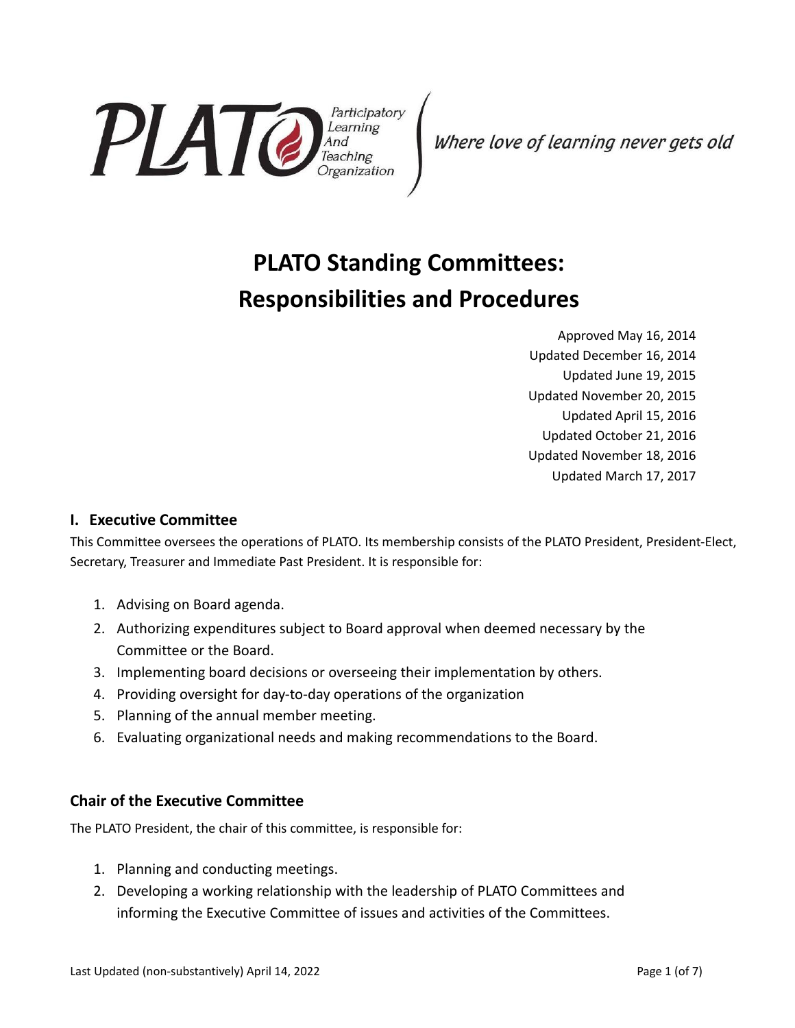PLATO Participatory Learning And Teaching Organization

*Where love of learning never gets old*

# PLATO Standing Committees: Responsibilities and Procedures

Approved May 16, 2014
Updated December 16, 2014
Updated June 19, 2015
Updated November 20, 2015
Updated April 15, 2016
Updated October 21, 2016
Updated November 18, 2016
Updated March 17, 2017

## I. Executive Committee

This Committee oversees the operations of PLATO. Its membership consists of the PLATO President, President-Elect, Secretary, Treasurer and Immediate Past President. It is responsible for:

1. Advising on Board agenda.
2. Authorizing expenditures subject to Board approval when deemed necessary by the Committee or the Board.
3. Implementing board decisions or overseeing their implementation by others.
4. Providing oversight for day-to-day operations of the organization
5. Planning of the annual member meeting.
6. Evaluating organizational needs and making recommendations to the Board.

### Chair of the Executive Committee

The PLATO President, the chair of this committee, is responsible for:

1. Planning and conducting meetings.
2. Developing a working relationship with the leadership of PLATO Committees and informing the Executive Committee of issues and activities of the Committees.

Last Updated (non-substantively) April 14, 2022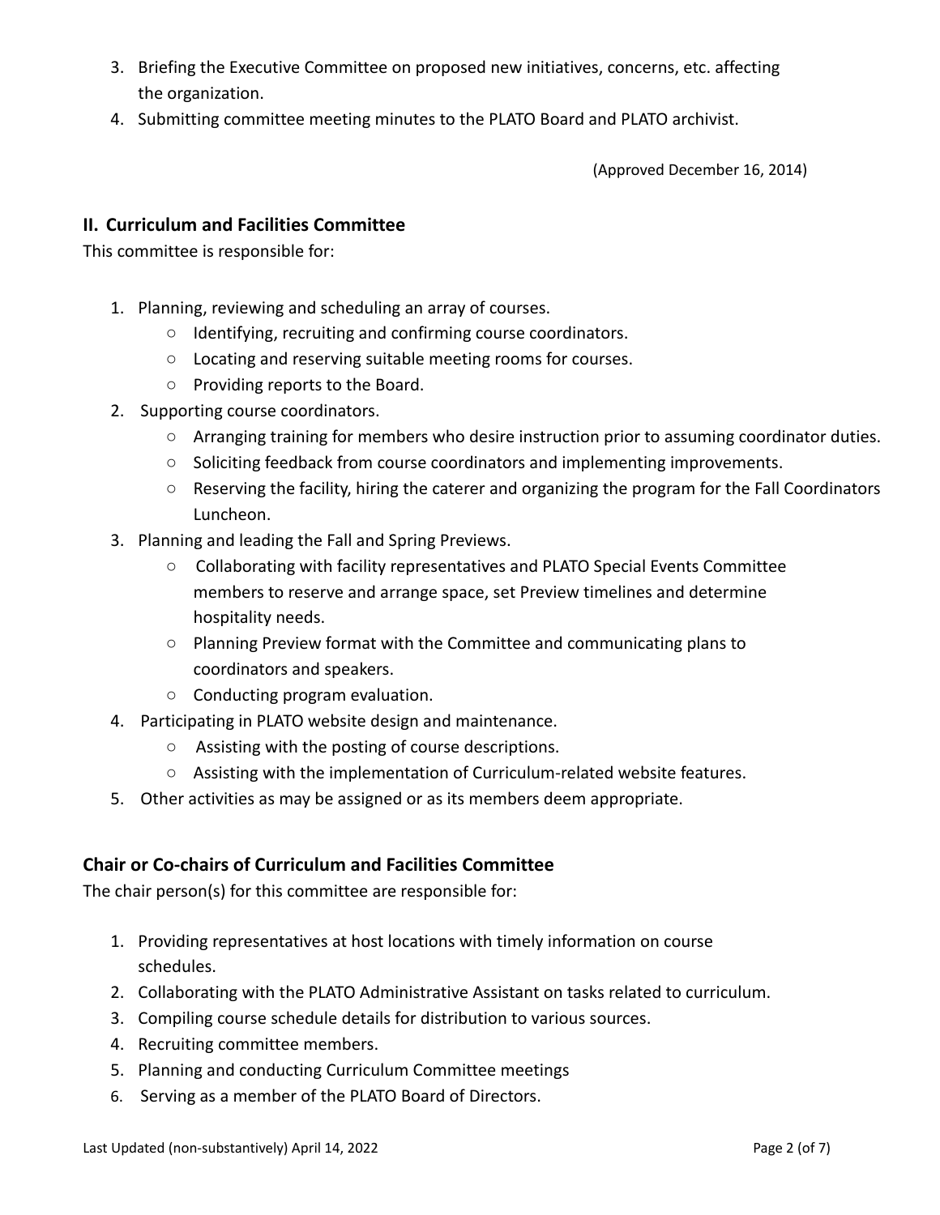3. Briefing the Executive Committee on proposed new initiatives, concerns, etc. affecting the organization.
4. Submitting committee meeting minutes to the PLATO Board and PLATO archivist.

(Approved December 16, 2014)

## II. Curriculum and Facilities Committee

This committee is responsible for:

1. Planning, reviewing and scheduling an array of courses.
   - Identifying, recruiting and confirming course coordinators.
   - Locating and reserving suitable meeting rooms for courses.
   - Providing reports to the Board.
2. Supporting course coordinators.
   - Arranging training for members who desire instruction prior to assuming coordinator duties.
   - Soliciting feedback from course coordinators and implementing improvements.
   - Reserving the facility, hiring the caterer and organizing the program for the Fall Coordinators Luncheon.
3. Planning and leading the Fall and Spring Previews.
   - Collaborating with facility representatives and PLATO Special Events Committee members to reserve and arrange space, set Preview timelines and determine hospitality needs.
   - Planning Preview format with the Committee and communicating plans to coordinators and speakers.
   - Conducting program evaluation.
4. Participating in PLATO website design and maintenance.
   - Assisting with the posting of course descriptions.
   - Assisting with the implementation of Curriculum-related website features.
5. Other activities as may be assigned or as its members deem appropriate.

## Chair or Co-chairs of Curriculum and Facilities Committee

The chair person(s) for this committee are responsible for:

1. Providing representatives at host locations with timely information on course schedules.
2. Collaborating with the PLATO Administrative Assistant on tasks related to curriculum.
3. Compiling course schedule details for distribution to various sources.
4. Recruiting committee members.
5. Planning and conducting Curriculum Committee meetings
6. Serving as a member of the PLATO Board of Directors.

Last Updated (non-substantively) April 14, 2022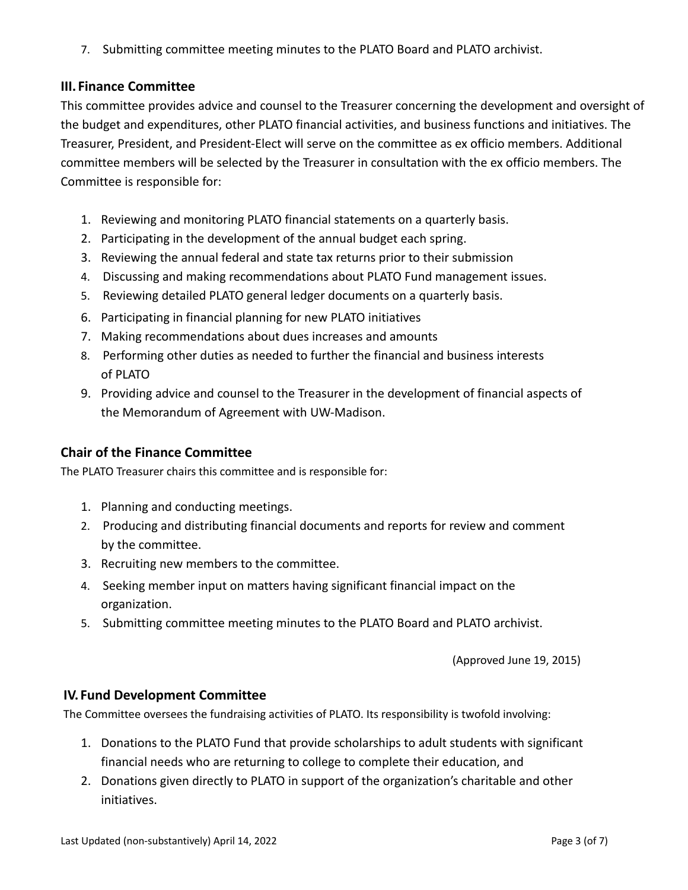7. Submitting committee meeting minutes to the PLATO Board and PLATO archivist.

### III. Finance Committee

This committee provides advice and counsel to the Treasurer concerning the development and oversight of the budget and expenditures, other PLATO financial activities, and business functions and initiatives. The Treasurer, President, and President-Elect will serve on the committee as ex officio members. Additional committee members will be selected by the Treasurer in consultation with the ex officio members. The Committee is responsible for:

1. Reviewing and monitoring PLATO financial statements on a quarterly basis.
2. Participating in the development of the annual budget each spring.
3. Reviewing the annual federal and state tax returns prior to their submission
4. Discussing and making recommendations about PLATO Fund management issues.
5. Reviewing detailed PLATO general ledger documents on a quarterly basis.
6. Participating in financial planning for new PLATO initiatives
7. Making recommendations about dues increases and amounts
8. Performing other duties as needed to further the financial and business interests of PLATO
9. Providing advice and counsel to the Treasurer in the development of financial aspects of the Memorandum of Agreement with UW-Madison.

### Chair of the Finance Committee

The PLATO Treasurer chairs this committee and is responsible for:

1. Planning and conducting meetings.
2. Producing and distributing financial documents and reports for review and comment by the committee.
3. Recruiting new members to the committee.
4. Seeking member input on matters having significant financial impact on the organization.
5. Submitting committee meeting minutes to the PLATO Board and PLATO archivist.

(Approved June 19, 2015)

### IV. Fund Development Committee

The Committee oversees the fundraising activities of PLATO. Its responsibility is twofold involving:

1. Donations to the PLATO Fund that provide scholarships to adult students with significant financial needs who are returning to college to complete their education, and
2. Donations given directly to PLATO in support of the organization's charitable and other initiatives.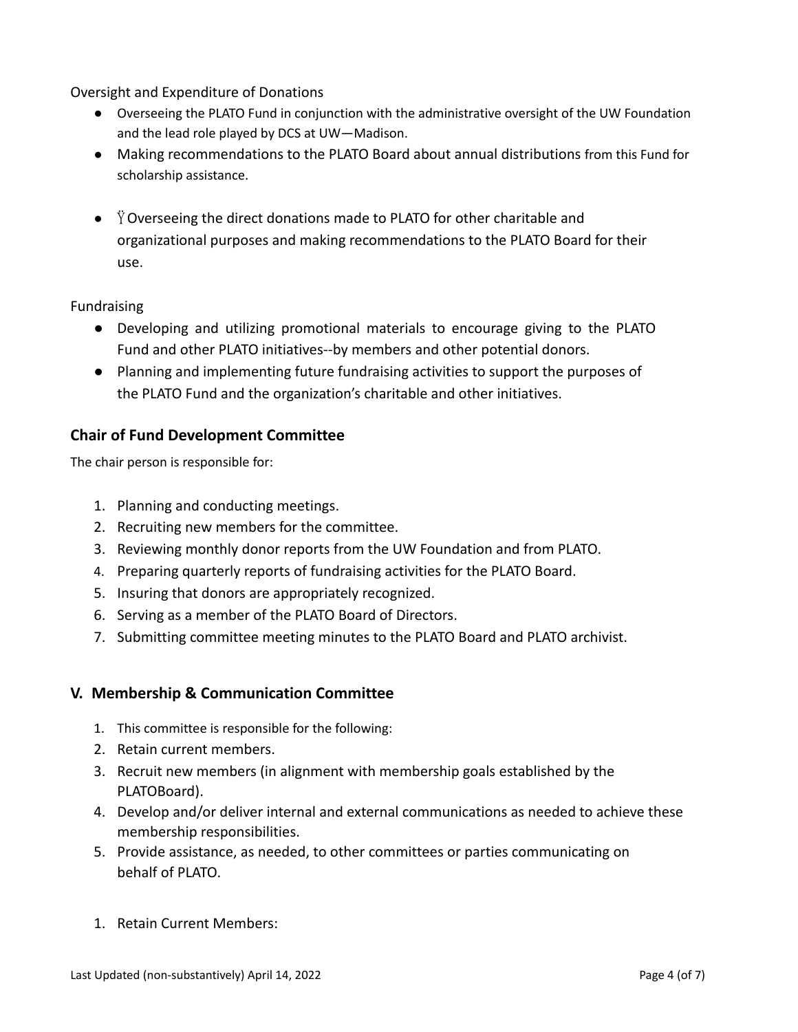Oversight and Expenditure of Donations

- Overseeing the PLATO Fund in conjunction with the administrative oversight of the UW Foundation and the lead role played by DCS at UW—Madison.
- Making recommendations to the PLATO Board about annual distributions from this Fund for scholarship assistance.
- Ÿ Overseeing the direct donations made to PLATO for other charitable and organizational purposes and making recommendations to the PLATO Board for their use.

Fundraising

- Developing and utilizing promotional materials to encourage giving to the PLATO Fund and other PLATO initiatives--by members and other potential donors.
- Planning and implementing future fundraising activities to support the purposes of the PLATO Fund and the organization's charitable and other initiatives.

### Chair of Fund Development Committee

The chair person is responsible for:

1. Planning and conducting meetings.
2. Recruiting new members for the committee.
3. Reviewing monthly donor reports from the UW Foundation and from PLATO.
4. Preparing quarterly reports of fundraising activities for the PLATO Board.
5. Insuring that donors are appropriately recognized.
6. Serving as a member of the PLATO Board of Directors.
7. Submitting committee meeting minutes to the PLATO Board and PLATO archivist.

## V. Membership & Communication Committee

1. This committee is responsible for the following:
2. Retain current members.
3. Recruit new members (in alignment with membership goals established by the PLATOBoard).
4. Develop and/or deliver internal and external communications as needed to achieve these membership responsibilities.
5. Provide assistance, as needed, to other committees or parties communicating on behalf of PLATO.

1. Retain Current Members: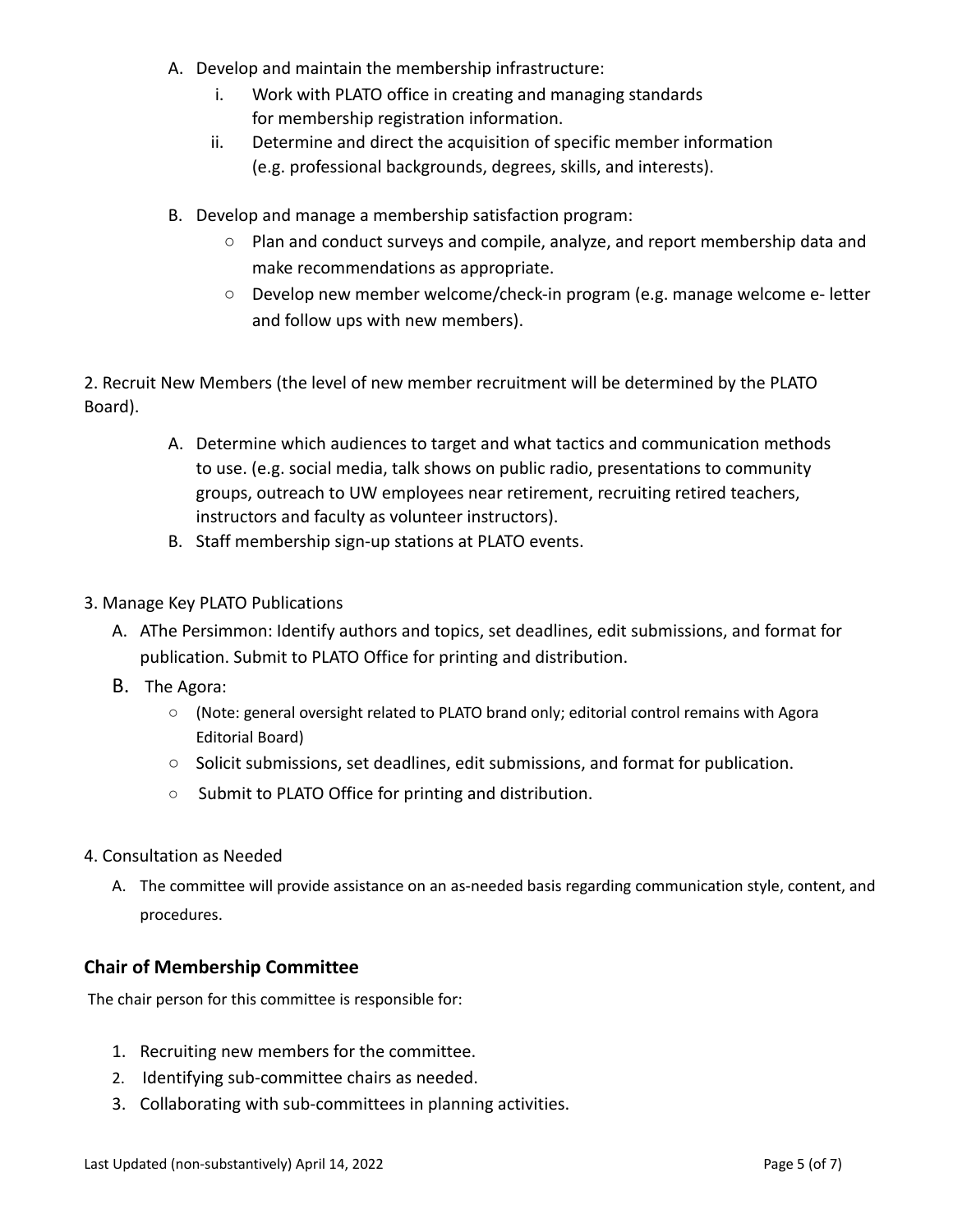A. Develop and maintain the membership infrastructure:
   i. Work with PLATO office in creating and managing standards for membership registration information.
   ii. Determine and direct the acquisition of specific member information (e.g. professional backgrounds, degrees, skills, and interests).

B. Develop and manage a membership satisfaction program:
   - Plan and conduct surveys and compile, analyze, and report membership data and make recommendations as appropriate.
   - Develop new member welcome/check-in program (e.g. manage welcome e- letter and follow ups with new members).

2. Recruit New Members (the level of new member recruitment will be determined by the PLATO Board).

   A. Determine which audiences to target and what tactics and communication methods to use. (e.g. social media, talk shows on public radio, presentations to community groups, outreach to UW employees near retirement, recruiting retired teachers, instructors and faculty as volunteer instructors).
   B. Staff membership sign-up stations at PLATO events.

3. Manage Key PLATO Publications
   A. AThe Persimmon: Identify authors and topics, set deadlines, edit submissions, and format for publication. Submit to PLATO Office for printing and distribution.
   B. The Agora:
      - (Note: general oversight related to PLATO brand only; editorial control remains with Agora Editorial Board)
      - Solicit submissions, set deadlines, edit submissions, and format for publication.
      - Submit to PLATO Office for printing and distribution.

4. Consultation as Needed
   A. The committee will provide assistance on an as-needed basis regarding communication style, content, and procedures.

### Chair of Membership Committee

The chair person for this committee is responsible for:

1. Recruiting new members for the committee.
2. Identifying sub-committee chairs as needed.
3. Collaborating with sub-committees in planning activities.

Last Updated (non-substantively) April 14, 2022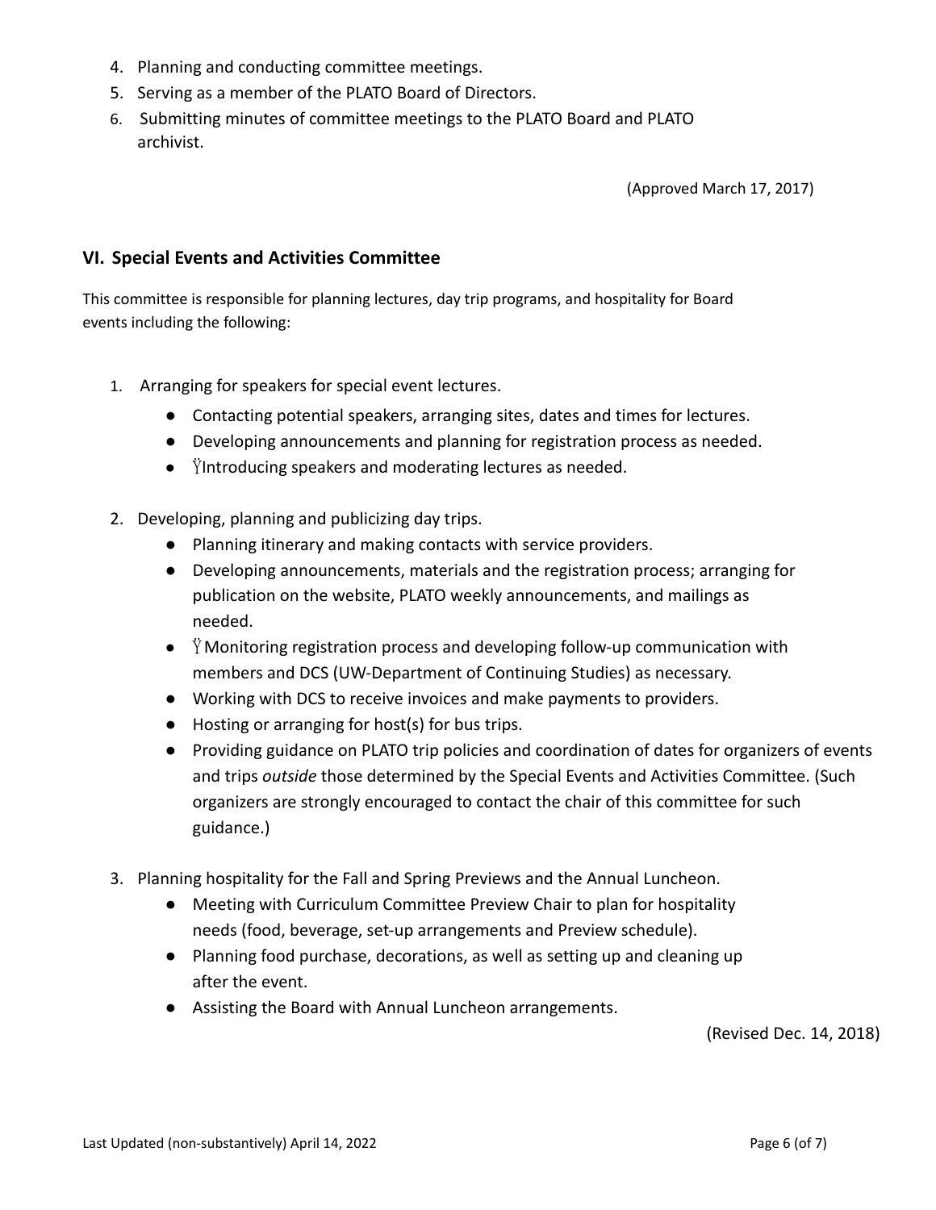4. Planning and conducting committee meetings.
5. Serving as a member of the PLATO Board of Directors.
6. Submitting minutes of committee meetings to the PLATO Board and PLATO archivist.

(Approved March 17, 2017)

## VI. Special Events and Activities Committee

This committee is responsible for planning lectures, day trip programs, and hospitality for Board events including the following:

1. Arranging for speakers for special event lectures.
    - Contacting potential speakers, arranging sites, dates and times for lectures.
    - Developing announcements and planning for registration process as needed.
    - ŸIntroducing speakers and moderating lectures as needed.
2. Developing, planning and publicizing day trips.
    - Planning itinerary and making contacts with service providers.
    - Developing announcements, materials and the registration process; arranging for publication on the website, PLATO weekly announcements, and mailings as needed.
    - Ÿ Monitoring registration process and developing follow-up communication with members and DCS (UW-Department of Continuing Studies) as necessary.
    - Working with DCS to receive invoices and make payments to providers.
    - Hosting or arranging for host(s) for bus trips.
    - Providing guidance on PLATO trip policies and coordination of dates for organizers of events and trips *outside* those determined by the Special Events and Activities Committee. (Such organizers are strongly encouraged to contact the chair of this committee for such guidance.)
3. Planning hospitality for the Fall and Spring Previews and the Annual Luncheon.
    - Meeting with Curriculum Committee Preview Chair to plan for hospitality needs (food, beverage, set-up arrangements and Preview schedule).
    - Planning food purchase, decorations, as well as setting up and cleaning up after the event.
    - Assisting the Board with Annual Luncheon arrangements.

(Revised Dec. 14, 2018)

Last Updated (non-substantively) April 14, 2022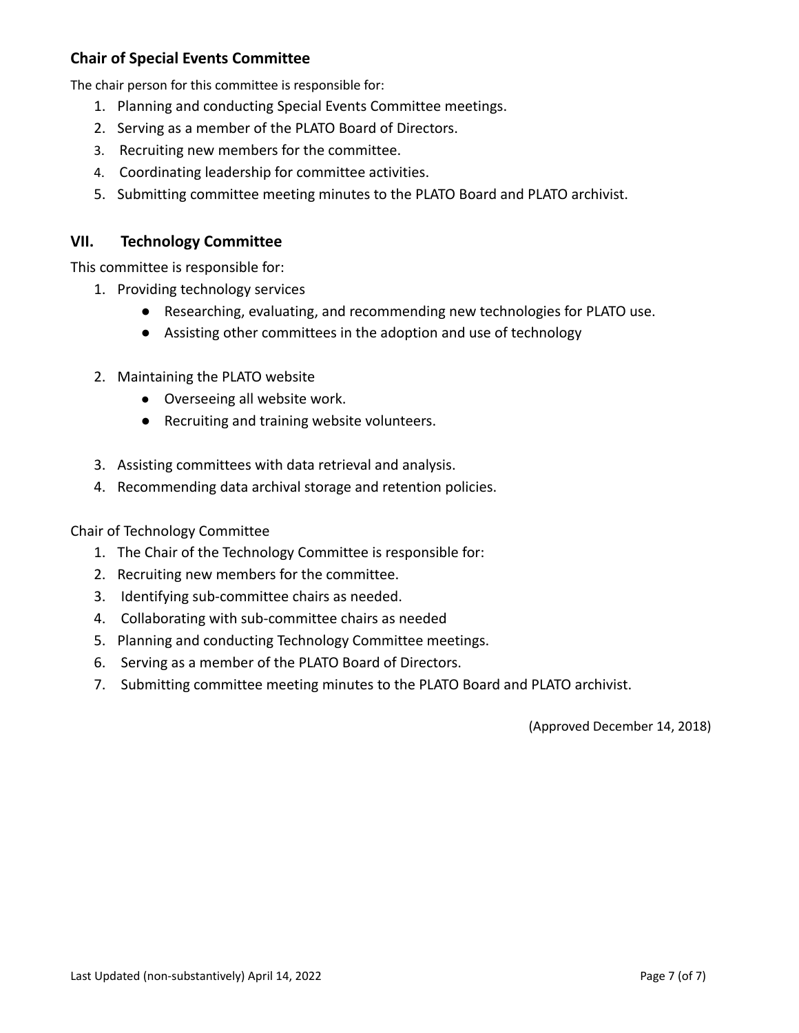### Chair of Special Events Committee

The chair person for this committee is responsible for:

1. Planning and conducting Special Events Committee meetings.
2. Serving as a member of the PLATO Board of Directors.
3. Recruiting new members for the committee.
4. Coordinating leadership for committee activities.
5. Submitting committee meeting minutes to the PLATO Board and PLATO archivist.

## VII. Technology Committee

This committee is responsible for:

1. Providing technology services
   - Researching, evaluating, and recommending new technologies for PLATO use.
   - Assisting other committees in the adoption and use of technology

2. Maintaining the PLATO website
   - Overseeing all website work.
   - Recruiting and training website volunteers.

3. Assisting committees with data retrieval and analysis.
4. Recommending data archival storage and retention policies.

Chair of Technology Committee

1. The Chair of the Technology Committee is responsible for:
2. Recruiting new members for the committee.
3. Identifying sub-committee chairs as needed.
4. Collaborating with sub-committee chairs as needed
5. Planning and conducting Technology Committee meetings.
6. Serving as a member of the PLATO Board of Directors.
7. Submitting committee meeting minutes to the PLATO Board and PLATO archivist.

(Approved December 14, 2018)

Last Updated (non-substantively) April 14, 2022